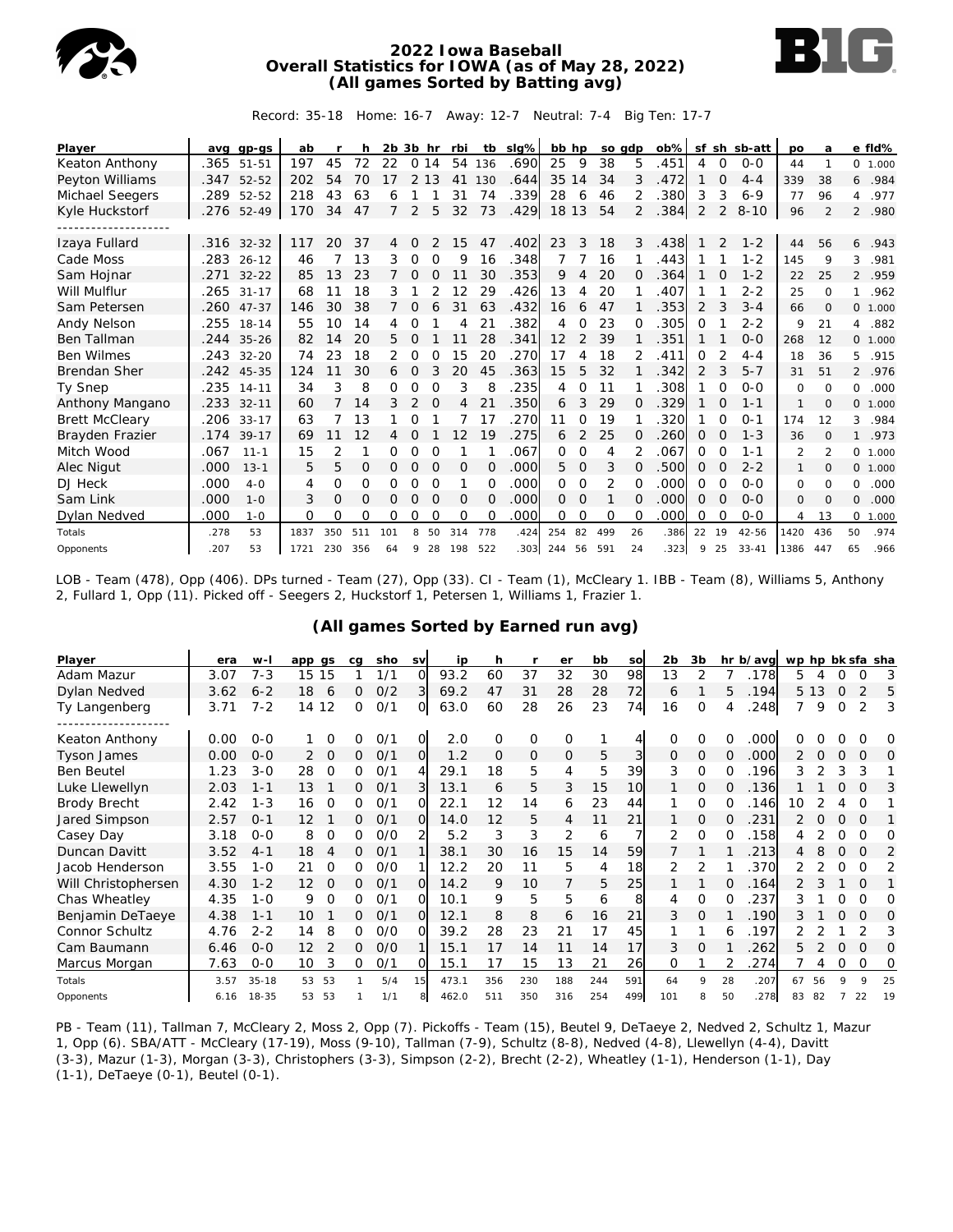# 2022 Iowa Baseball
## Overall Statistics for IOWA (as of May 28, 2022)
### (All games Sorted by Batting avg)

Record: 35-18 Home: 16-7 Away: 12-7 Neutral: 7-4 Big Ten: 17-7

| Player | avg | gp-gs | ab | r | h | 2b | 3b | hr | rbi | tb | slg% | bb | hp | so | gdp | ob% | sf | sh | sb-att | po | a | e | fld% |
|---|---|---|---|---|---|---|---|---|---|---|---|---|---|---|---|---|---|---|---|---|---|---|---|
| Keaton Anthony | .365 | 51-51 | 197 | 45 | 72 | 22 | 0 | 14 | 54 | 136 | .690 | 25 | 9 | 38 | 5 | .451 | 4 | 0 | 0-0 | 44 | 1 | 0 | 1.000 |
| Peyton Williams | .347 | 52-52 | 202 | 54 | 70 | 17 | 2 | 13 | 41 | 130 | .644 | 35 | 14 | 34 | 3 | .472 | 1 | 0 | 4-4 | 339 | 38 | 6 | .984 |
| Michael Seegers | .289 | 52-52 | 218 | 43 | 63 | 6 | 1 | 1 | 31 | 74 | .339 | 28 | 6 | 46 | 2 | .380 | 3 | 3 | 6-9 | 77 | 96 | 4 | .977 |
| Kyle Huckstorf | .276 | 52-49 | 170 | 34 | 47 | 7 | 2 | 5 | 32 | 73 | .429 | 18 | 13 | 54 | 2 | .384 | 2 | 2 | 8-10 | 96 | 2 | 2 | .980 |
| -------------------- | | | | | | | | | | | | | | | | | | | | | | | |
| Izaya Fullard | .316 | 32-32 | 117 | 20 | 37 | 4 | 0 | 2 | 15 | 47 | .402 | 23 | 3 | 18 | 3 | .438 | 1 | 2 | 1-2 | 44 | 56 | 6 | .943 |
| Cade Moss | .283 | 26-12 | 46 | 7 | 13 | 3 | 0 | 0 | 9 | 16 | .348 | 7 | 7 | 16 | 1 | .443 | 1 | 1 | 1-2 | 145 | 9 | 3 | .981 |
| Sam Hojnar | .271 | 32-22 | 85 | 13 | 23 | 7 | 0 | 0 | 11 | 30 | .353 | 9 | 4 | 20 | 0 | .364 | 1 | 0 | 1-2 | 22 | 25 | 2 | .959 |
| Will Mulflur | .265 | 31-17 | 68 | 11 | 18 | 3 | 1 | 2 | 12 | 29 | .426 | 13 | 4 | 20 | 1 | .407 | 1 | 1 | 2-2 | 25 | 0 | 1 | .962 |
| Sam Petersen | .260 | 47-37 | 146 | 30 | 38 | 7 | 0 | 6 | 31 | 63 | .432 | 16 | 6 | 47 | 1 | .353 | 2 | 3 | 3-4 | 66 | 0 | 0 | 1.000 |
| Andy Nelson | .255 | 18-14 | 55 | 10 | 14 | 4 | 0 | 1 | 4 | 21 | .382 | 4 | 0 | 23 | 0 | .305 | 0 | 1 | 2-2 | 9 | 21 | 4 | .882 |
| Ben Tallman | .244 | 35-26 | 82 | 14 | 20 | 5 | 0 | 1 | 11 | 28 | .341 | 12 | 2 | 39 | 1 | .351 | 1 | 1 | 0-0 | 268 | 12 | 0 | 1.000 |
| Ben Wilmes | .243 | 32-20 | 74 | 23 | 18 | 2 | 0 | 0 | 15 | 20 | .270 | 17 | 4 | 18 | 2 | .411 | 0 | 2 | 4-4 | 18 | 36 | 5 | .915 |
| Brendan Sher | .242 | 45-35 | 124 | 11 | 30 | 6 | 0 | 3 | 20 | 45 | .363 | 15 | 5 | 32 | 1 | .342 | 2 | 3 | 5-7 | 31 | 51 | 2 | .976 |
| Ty Snep | .235 | 14-11 | 34 | 3 | 8 | 0 | 0 | 0 | 3 | 8 | .235 | 4 | 0 | 11 | 1 | .308 | 1 | 0 | 0-0 | 0 | 0 | 0 | .000 |
| Anthony Mangano | .233 | 32-11 | 60 | 7 | 14 | 3 | 2 | 0 | 4 | 21 | .350 | 6 | 3 | 29 | 0 | .329 | 1 | 0 | 1-1 | 1 | 0 | 0 | 1.000 |
| Brett McCleary | .206 | 33-17 | 63 | 7 | 13 | 1 | 0 | 1 | 7 | 17 | .270 | 11 | 0 | 19 | 1 | .320 | 1 | 0 | 0-1 | 174 | 12 | 3 | .984 |
| Brayden Frazier | .174 | 39-17 | 69 | 11 | 12 | 4 | 0 | 1 | 12 | 19 | .275 | 6 | 2 | 25 | 0 | .260 | 0 | 0 | 1-3 | 36 | 0 | 1 | .973 |
| Mitch Wood | .067 | 11-1 | 15 | 2 | 1 | 0 | 0 | 0 | 1 | 1 | .067 | 0 | 0 | 4 | 2 | .067 | 0 | 0 | 1-1 | 2 | 2 | 0 | 1.000 |
| Alec Nigut | .000 | 13-1 | 5 | 5 | 0 | 0 | 0 | 0 | 0 | 0 | .000 | 5 | 0 | 3 | 0 | .500 | 0 | 0 | 2-2 | 1 | 0 | 0 | 1.000 |
| DJ Heck | .000 | 4-0 | 4 | 0 | 0 | 0 | 0 | 0 | 1 | 0 | .000 | 0 | 0 | 2 | 0 | .000 | 0 | 0 | 0-0 | 0 | 0 | 0 | .000 |
| Sam Link | .000 | 1-0 | 3 | 0 | 0 | 0 | 0 | 0 | 0 | 0 | .000 | 0 | 0 | 1 | 0 | .000 | 0 | 0 | 0-0 | 0 | 0 | 0 | .000 |
| Dylan Nedved | .000 | 1-0 | 0 | 0 | 0 | 0 | 0 | 0 | 0 | 0 | .000 | 0 | 0 | 0 | 0 | .000 | 0 | 0 | 0-0 | 4 | 13 | 0 | 1.000 |
| Totals | .278 | 53 | 1837 | 350 | 511 | 101 | 8 | 50 | 314 | 778 | .424 | 254 | 82 | 499 | 26 | .386 | 22 | 19 | 42-56 | 1420 | 436 | 50 | .974 |
| Opponents | .207 | 53 | 1721 | 230 | 356 | 64 | 9 | 28 | 198 | 522 | .303 | 244 | 56 | 591 | 24 | .323 | 9 | 25 | 33-41 | 1386 | 447 | 65 | .966 |

LOB - Team (478), Opp (406). DPs turned - Team (27), Opp (33). CI - Team (1), McCleary 1. IBB - Team (8), Williams 5, Anthony 2, Fullard 1, Opp (11). Picked off - Seegers 2, Huckstorf 1, Petersen 1, Williams 1, Frazier 1.

### (All games Sorted by Earned run avg)

| Player | era | w-l | app | gs | cg | sho | sv | ip | h | r | er | bb | so | 2b | 3b | hr | b/avg | wp | hp | bk | sfa | sha |
|---|---|---|---|---|---|---|---|---|---|---|---|---|---|---|---|---|---|---|---|---|---|---|
| Adam Mazur | 3.07 | 7-3 | 15 | 15 | 1 | 1/1 | 0 | 93.2 | 60 | 37 | 32 | 30 | 98 | 13 | 2 | 7 | .178 | 5 | 4 | 0 | 0 | 3 |
| Dylan Nedved | 3.62 | 6-2 | 18 | 6 | 0 | 0/2 | 3 | 69.2 | 47 | 31 | 28 | 28 | 72 | 6 | 1 | 5 | .194 | 5 | 13 | 0 | 2 | 5 |
| Ty Langenberg | 3.71 | 7-2 | 14 | 12 | 0 | 0/1 | 0 | 63.0 | 60 | 28 | 26 | 23 | 74 | 16 | 0 | 4 | .248 | 7 | 9 | 0 | 2 | 3 |
| -------------------- | | | | | | | | | | | | | | | | | | | | | | |
| Keaton Anthony | 0.00 | 0-0 | 1 | 0 | 0 | 0/1 | 0 | 2.0 | 0 | 0 | 0 | 1 | 4 | 0 | 0 | 0 | .000 | 0 | 0 | 0 | 0 | 0 |
| Tyson James | 0.00 | 0-0 | 2 | 0 | 0 | 0/1 | 0 | 1.2 | 0 | 0 | 0 | 5 | 3 | 0 | 0 | 0 | .000 | 2 | 0 | 0 | 0 | 0 |
| Ben Beutel | 1.23 | 3-0 | 28 | 0 | 0 | 0/1 | 4 | 29.1 | 18 | 5 | 4 | 5 | 39 | 3 | 0 | 0 | .196 | 3 | 2 | 3 | 3 | 1 |
| Luke Llewellyn | 2.03 | 1-1 | 13 | 1 | 0 | 0/1 | 3 | 13.1 | 6 | 5 | 3 | 15 | 10 | 1 | 0 | 0 | .136 | 1 | 1 | 0 | 0 | 3 |
| Brody Brecht | 2.42 | 1-3 | 16 | 0 | 0 | 0/1 | 0 | 22.1 | 12 | 14 | 6 | 23 | 44 | 1 | 0 | 0 | .146 | 10 | 2 | 4 | 0 | 1 |
| Jared Simpson | 2.57 | 0-1 | 12 | 1 | 0 | 0/1 | 0 | 14.0 | 12 | 5 | 4 | 11 | 21 | 1 | 0 | 0 | .231 | 2 | 0 | 0 | 0 | 1 |
| Casey Day | 3.18 | 0-0 | 8 | 0 | 0 | 0/0 | 2 | 5.2 | 3 | 3 | 2 | 6 | 7 | 2 | 0 | 0 | .158 | 4 | 2 | 0 | 0 | 0 |
| Duncan Davitt | 3.52 | 4-1 | 18 | 4 | 0 | 0/1 | 1 | 38.1 | 30 | 16 | 15 | 14 | 59 | 7 | 1 | 1 | .213 | 4 | 8 | 0 | 0 | 2 |
| Jacob Henderson | 3.55 | 1-0 | 21 | 0 | 0 | 0/0 | 1 | 12.2 | 20 | 11 | 5 | 4 | 18 | 2 | 2 | 1 | .370 | 2 | 2 | 0 | 0 | 2 |
| Will Christophersen | 4.30 | 1-2 | 12 | 0 | 0 | 0/1 | 0 | 14.2 | 9 | 10 | 7 | 5 | 25 | 1 | 1 | 0 | .164 | 2 | 3 | 1 | 0 | 1 |
| Chas Wheatley | 4.35 | 1-0 | 9 | 0 | 0 | 0/1 | 0 | 10.1 | 9 | 5 | 5 | 6 | 8 | 4 | 0 | 0 | .237 | 3 | 1 | 0 | 0 | 0 |
| Benjamin DeTaeye | 4.38 | 1-1 | 10 | 1 | 0 | 0/1 | 0 | 12.1 | 8 | 8 | 6 | 16 | 21 | 3 | 0 | 1 | .190 | 3 | 1 | 0 | 0 | 0 |
| Connor Schultz | 4.76 | 2-2 | 14 | 8 | 0 | 0/0 | 0 | 39.2 | 28 | 23 | 21 | 17 | 45 | 1 | 1 | 6 | .197 | 2 | 2 | 1 | 2 | 3 |
| Cam Baumann | 6.46 | 0-0 | 12 | 2 | 0 | 0/0 | 1 | 15.1 | 17 | 14 | 11 | 14 | 17 | 3 | 0 | 1 | .262 | 5 | 2 | 0 | 0 | 0 |
| Marcus Morgan | 7.63 | 0-0 | 10 | 3 | 0 | 0/1 | 0 | 15.1 | 17 | 15 | 13 | 21 | 26 | 0 | 1 | 2 | .274 | 7 | 4 | 0 | 0 | 0 |
| Totals | 3.57 | 35-18 | 53 | 53 | 1 | 5/4 | 15 | 473.1 | 356 | 230 | 188 | 244 | 591 | 64 | 9 | 28 | .207 | 67 | 56 | 9 | 9 | 25 |
| Opponents | 6.16 | 18-35 | 53 | 53 | 1 | 1/1 | 8 | 462.0 | 511 | 350 | 316 | 254 | 499 | 101 | 8 | 50 | .278 | 83 | 82 | 7 | 22 | 19 |

PB - Team (11), Tallman 7, McCleary 2, Moss 2, Opp (7). Pickoffs - Team (15), Beutel 9, DeTaeye 2, Nedved 2, Schultz 1, Mazur 1, Opp (6). SBA/ATT - McCleary (17-19), Moss (9-10), Tallman (7-9), Schultz (8-8), Nedved (4-8), Llewellyn (4-4), Davitt (3-3), Mazur (1-3), Morgan (3-3), Christophers (3-3), Simpson (2-2), Brecht (2-2), Wheatley (1-1), Henderson (1-1), Day (1-1), DeTaeye (0-1), Beutel (0-1).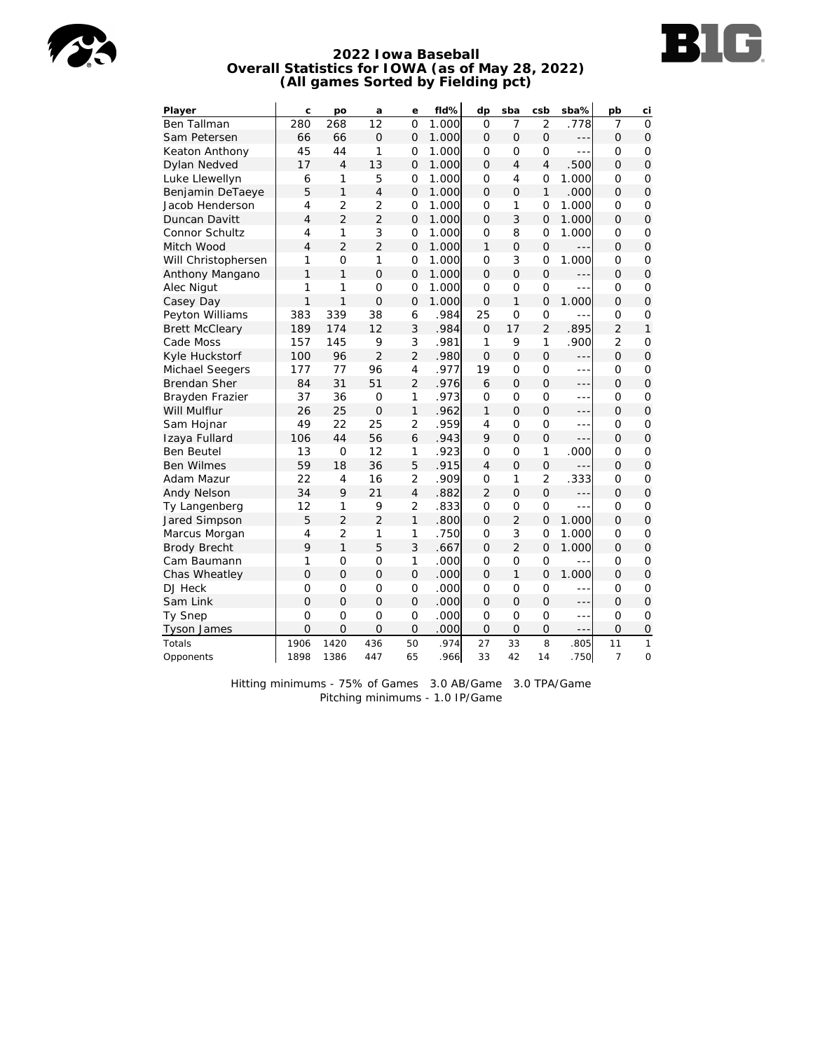# 2022 Iowa Baseball
## Overall Statistics for IOWA (as of May 28, 2022)
### (All games Sorted by Fielding pct)

| Player | c | po | a | e | fld% | dp | sba | csb | sba% | pb | ci |
|---|---|---|---|---|---|---|---|---|---|---|---|
| Ben Tallman | 280 | 268 | 12 | 0 | 1.000 | 0 | 7 | 2 | .778 | 7 | 0 |
| Sam Petersen | 66 | 66 | 0 | 0 | 1.000 | 0 | 0 | 0 | --- | 0 | 0 |
| Keaton Anthony | 45 | 44 | 1 | 0 | 1.000 | 0 | 0 | 0 | --- | 0 | 0 |
| Dylan Nedved | 17 | 4 | 13 | 0 | 1.000 | 0 | 4 | 4 | .500 | 0 | 0 |
| Luke Llewellyn | 6 | 1 | 5 | 0 | 1.000 | 0 | 4 | 0 | 1.000 | 0 | 0 |
| Benjamin DeTaeye | 5 | 1 | 4 | 0 | 1.000 | 0 | 0 | 1 | .000 | 0 | 0 |
| Jacob Henderson | 4 | 2 | 2 | 0 | 1.000 | 0 | 1 | 0 | 1.000 | 0 | 0 |
| Duncan Davitt | 4 | 2 | 2 | 0 | 1.000 | 0 | 3 | 0 | 1.000 | 0 | 0 |
| Connor Schultz | 4 | 1 | 3 | 0 | 1.000 | 0 | 8 | 0 | 1.000 | 0 | 0 |
| Mitch Wood | 4 | 2 | 2 | 0 | 1.000 | 1 | 0 | 0 | --- | 0 | 0 |
| Will Christophersen | 1 | 0 | 1 | 0 | 1.000 | 0 | 3 | 0 | 1.000 | 0 | 0 |
| Anthony Mangano | 1 | 1 | 0 | 0 | 1.000 | 0 | 0 | 0 | --- | 0 | 0 |
| Alec Nigut | 1 | 1 | 0 | 0 | 1.000 | 0 | 0 | 0 | --- | 0 | 0 |
| Casey Day | 1 | 1 | 0 | 0 | 1.000 | 0 | 1 | 0 | 1.000 | 0 | 0 |
| Peyton Williams | 383 | 339 | 38 | 6 | .984 | 25 | 0 | 0 | --- | 0 | 0 |
| Brett McCleary | 189 | 174 | 12 | 3 | .984 | 0 | 17 | 2 | .895 | 2 | 1 |
| Cade Moss | 157 | 145 | 9 | 3 | .981 | 1 | 9 | 1 | .900 | 2 | 0 |
| Kyle Huckstorf | 100 | 96 | 2 | 2 | .980 | 0 | 0 | 0 | --- | 0 | 0 |
| Michael Seegers | 177 | 77 | 96 | 4 | .977 | 19 | 0 | 0 | --- | 0 | 0 |
| Brendan Sher | 84 | 31 | 51 | 2 | .976 | 6 | 0 | 0 | --- | 0 | 0 |
| Brayden Frazier | 37 | 36 | 0 | 1 | .973 | 0 | 0 | 0 | --- | 0 | 0 |
| Will Mulflur | 26 | 25 | 0 | 1 | .962 | 1 | 0 | 0 | --- | 0 | 0 |
| Sam Hojnar | 49 | 22 | 25 | 2 | .959 | 4 | 0 | 0 | --- | 0 | 0 |
| Izaya Fullard | 106 | 44 | 56 | 6 | .943 | 9 | 0 | 0 | --- | 0 | 0 |
| Ben Beutel | 13 | 0 | 12 | 1 | .923 | 0 | 0 | 1 | .000 | 0 | 0 |
| Ben Wilmes | 59 | 18 | 36 | 5 | .915 | 4 | 0 | 0 | --- | 0 | 0 |
| Adam Mazur | 22 | 4 | 16 | 2 | .909 | 0 | 1 | 2 | .333 | 0 | 0 |
| Andy Nelson | 34 | 9 | 21 | 4 | .882 | 2 | 0 | 0 | --- | 0 | 0 |
| Ty Langenberg | 12 | 1 | 9 | 2 | .833 | 0 | 0 | 0 | --- | 0 | 0 |
| Jared Simpson | 5 | 2 | 2 | 1 | .800 | 0 | 2 | 0 | 1.000 | 0 | 0 |
| Marcus Morgan | 4 | 2 | 1 | 1 | .750 | 0 | 3 | 0 | 1.000 | 0 | 0 |
| Brody Brecht | 9 | 1 | 5 | 3 | .667 | 0 | 2 | 0 | 1.000 | 0 | 0 |
| Cam Baumann | 1 | 0 | 0 | 1 | .000 | 0 | 0 | 0 | --- | 0 | 0 |
| Chas Wheatley | 0 | 0 | 0 | 0 | .000 | 0 | 1 | 0 | 1.000 | 0 | 0 |
| DJ Heck | 0 | 0 | 0 | 0 | .000 | 0 | 0 | 0 | --- | 0 | 0 |
| Sam Link | 0 | 0 | 0 | 0 | .000 | 0 | 0 | 0 | --- | 0 | 0 |
| Ty Snep | 0 | 0 | 0 | 0 | .000 | 0 | 0 | 0 | --- | 0 | 0 |
| Tyson James | 0 | 0 | 0 | 0 | .000 | 0 | 0 | 0 | --- | 0 | 0 |
| Totals | 1906 | 1420 | 436 | 50 | .974 | 27 | 33 | 8 | .805 | 11 | 1 |
| Opponents | 1898 | 1386 | 447 | 65 | .966 | 33 | 42 | 14 | .750 | 7 | 0 |

Hitting minimums - 75% of Games 3.0 AB/Game 3.0 TPA/Game
Pitching minimums - 1.0 IP/Game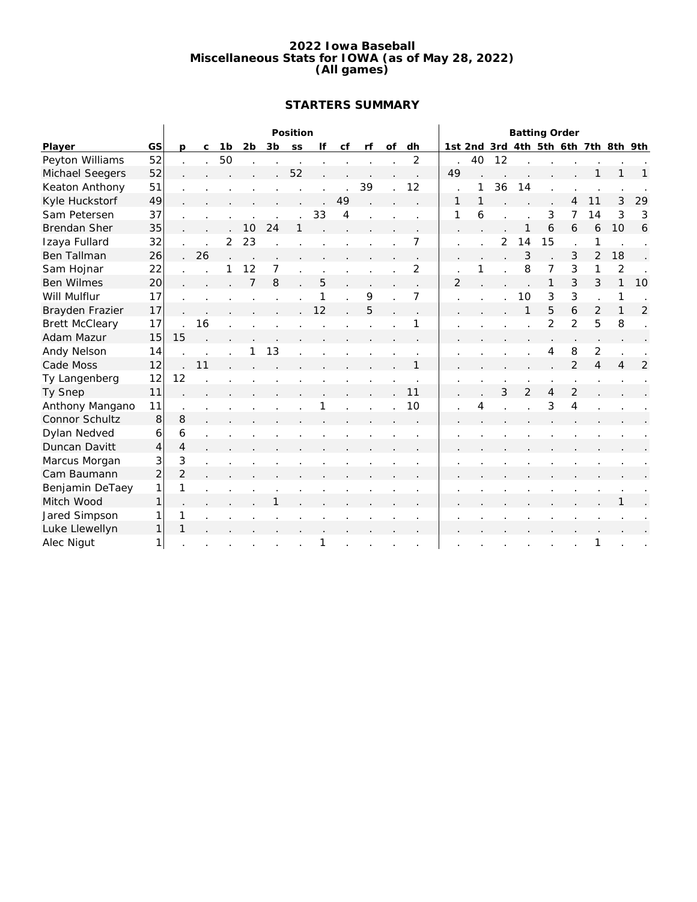# 2022 Iowa Baseball
## Miscellaneous Stats for IOWA (as of May 28, 2022)
## (All games)

### STARTERS SUMMARY

| | | Position | | | | | | | | | | | | Batting Order | | | | | | | | |
|---|---|---|---|---|---|---|---|---|---|---|---|---|---|---|---|---|---|---|---|---|---|---|
| Player | GS | p | c | 1b | 2b | 3b | ss | lf | cf | rf | of | dh | 1st | 2nd | 3rd | 4th | 5th | 6th | 7th | 8th | 9th |
| Peyton Williams | 52 | . | . | 50 | . | . | . | . | . | . | . | 2 | . | 40 | 12 | . | . | . | . | . | . |
| Michael Seegers | 52 | . | . | . | . | . | 52 | . | . | . | . | . | 49 | . | . | . | . | . | 1 | 1 | 1 |
| Keaton Anthony | 51 | . | . | . | . | . | . | . | . | 39 | . | 12 | . | 1 | 36 | 14 | . | . | . | . | . |
| Kyle Huckstorf | 49 | . | . | . | . | . | . | . | 49 | . | . | . | 1 | 1 | . | . | . | 4 | 11 | 3 | 29 |
| Sam Petersen | 37 | . | . | . | . | . | . | 33 | 4 | . | . | . | 1 | 6 | . | . | 3 | 7 | 14 | 3 | 3 |
| Brendan Sher | 35 | . | . | . | 10 | 24 | 1 | . | . | . | . | . | . | . | . | 1 | 6 | 6 | 6 | 10 | 6 |
| Izaya Fullard | 32 | . | . | 2 | 23 | . | . | . | . | . | . | 7 | . | . | 2 | 14 | 15 | . | 1 | . | . |
| Ben Tallman | 26 | . | 26 | . | . | . | . | . | . | . | . | . | . | . | . | 3 | . | 3 | 2 | 18 | . |
| Sam Hojnar | 22 | . | . | 1 | 12 | 7 | . | . | . | . | . | 2 | . | 1 | . | 8 | 7 | 3 | 1 | 2 | . |
| Ben Wilmes | 20 | . | . | . | 7 | 8 | . | 5 | . | . | . | . | 2 | . | . | . | 1 | 3 | 3 | 1 | 10 |
| Will Mulflur | 17 | . | . | . | . | . | . | 1 | . | 9 | . | 7 | . | . | . | 10 | 3 | 3 | . | 1 | . |
| Brayden Frazier | 17 | . | . | . | . | . | . | 12 | . | 5 | . | . | . | . | . | 1 | 5 | 6 | 2 | 1 | 2 |
| Brett McCleary | 17 | . | 16 | . | . | . | . | . | . | . | . | 1 | . | . | . | . | 2 | 2 | 5 | 8 | . |
| Adam Mazur | 15 | 15 | . | . | . | . | . | . | . | . | . | . | . | . | . | . | . | . | . | . | . |
| Andy Nelson | 14 | . | . | . | 1 | 13 | . | . | . | . | . | . | . | . | . | . | 4 | 8 | 2 | . | . |
| Cade Moss | 12 | . | 11 | . | . | . | . | . | . | . | . | 1 | . | . | . | . | . | 2 | 4 | 4 | 2 |
| Ty Langenberg | 12 | 12 | . | . | . | . | . | . | . | . | . | . | . | . | . | . | . | . | . | . | . |
| Ty Snep | 11 | . | . | . | . | . | . | . | . | . | . | 11 | . | . | 3 | 2 | 4 | 2 | . | . | . |
| Anthony Mangano | 11 | . | . | . | . | . | . | 1 | . | . | . | 10 | . | 4 | . | . | 3 | 4 | . | . | . |
| Connor Schultz | 8 | 8 | . | . | . | . | . | . | . | . | . | . | . | . | . | . | . | . | . | . | . |
| Dylan Nedved | 6 | 6 | . | . | . | . | . | . | . | . | . | . | . | . | . | . | . | . | . | . | . |
| Duncan Davitt | 4 | 4 | . | . | . | . | . | . | . | . | . | . | . | . | . | . | . | . | . | . | . |
| Marcus Morgan | 3 | 3 | . | . | . | . | . | . | . | . | . | . | . | . | . | . | . | . | . | . | . |
| Cam Baumann | 2 | 2 | . | . | . | . | . | . | . | . | . | . | . | . | . | . | . | . | . | . | . |
| Benjamin DeTaey | 1 | 1 | . | . | . | . | . | . | . | . | . | . | . | . | . | . | . | . | . | . | . |
| Mitch Wood | 1 | . | . | . | . | 1 | . | . | . | . | . | . | . | . | . | . | . | . | . | 1 | . |
| Jared Simpson | 1 | 1 | . | . | . | . | . | . | . | . | . | . | . | . | . | . | . | . | . | . | . |
| Luke Llewellyn | 1 | 1 | . | . | . | . | . | . | . | . | . | . | . | . | . | . | . | . | . | . | . |
| Alec Nigut | 1 | . | . | . | . | . | . | 1 | . | . | . | . | . | . | . | . | . | . | 1 | . | . |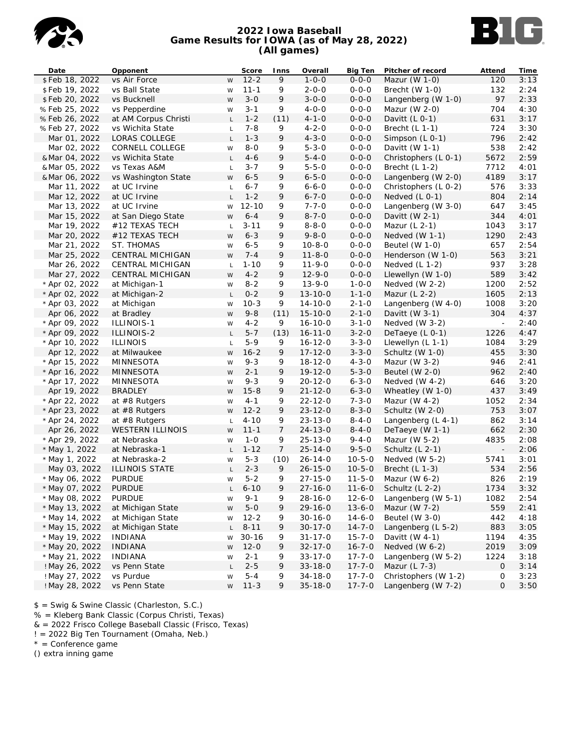# 2022 Iowa Baseball
## Game Results for IOWA (as of May 28, 2022)
### (All games)

| Date | Opponent | | Score | Inns | Overall | Big Ten | Pitcher of record | Attend | Time |
|---|---|---|---|---|---|---|---|---|---|
| $ Feb 18, 2022 | vs Air Force | W | 12-2 | 9 | 1-0-0 | 0-0-0 | Mazur (W 1-0) | 120 | 3:13 |
| $ Feb 19, 2022 | vs Ball State | W | 11-1 | 9 | 2-0-0 | 0-0-0 | Brecht (W 1-0) | 132 | 2:24 |
| $ Feb 20, 2022 | vs Bucknell | W | 3-0 | 9 | 3-0-0 | 0-0-0 | Langenberg (W 1-0) | 97 | 2:33 |
| % Feb 25, 2022 | vs Pepperdine | W | 3-1 | 9 | 4-0-0 | 0-0-0 | Mazur (W 2-0) | 704 | 4:30 |
| % Feb 26, 2022 | at AM Corpus Christi | L | 1-2 | (11) | 4-1-0 | 0-0-0 | Davitt (L 0-1) | 631 | 3:17 |
| % Feb 27, 2022 | vs Wichita State | L | 7-8 | 9 | 4-2-0 | 0-0-0 | Brecht (L 1-1) | 724 | 3:30 |
| Mar 01, 2022 | LORAS COLLEGE | L | 1-3 | 9 | 4-3-0 | 0-0-0 | Simpson (L 0-1) | 796 | 2:42 |
| Mar 02, 2022 | CORNELL COLLEGE | W | 8-0 | 9 | 5-3-0 | 0-0-0 | Davitt (W 1-1) | 538 | 2:42 |
| & Mar 04, 2022 | vs Wichita State | L | 4-6 | 9 | 5-4-0 | 0-0-0 | Christophers (L 0-1) | 5672 | 2:59 |
| & Mar 05, 2022 | vs Texas A&M | L | 3-7 | 9 | 5-5-0 | 0-0-0 | Brecht (L 1-2) | 7712 | 4:01 |
| & Mar 06, 2022 | vs Washington State | W | 6-5 | 9 | 6-5-0 | 0-0-0 | Langenberg (W 2-0) | 4189 | 3:17 |
| Mar 11, 2022 | at UC Irvine | L | 6-7 | 9 | 6-6-0 | 0-0-0 | Christophers (L 0-2) | 576 | 3:33 |
| Mar 12, 2022 | at UC Irvine | L | 1-2 | 9 | 6-7-0 | 0-0-0 | Nedved (L 0-1) | 804 | 2:14 |
| Mar 13, 2022 | at UC Irvine | W | 12-10 | 9 | 7-7-0 | 0-0-0 | Langenberg (W 3-0) | 647 | 3:45 |
| Mar 15, 2022 | at San Diego State | W | 6-4 | 9 | 8-7-0 | 0-0-0 | Davitt (W 2-1) | 344 | 4:01 |
| Mar 19, 2022 | #12 TEXAS TECH | L | 3-11 | 9 | 8-8-0 | 0-0-0 | Mazur (L 2-1) | 1043 | 3:17 |
| Mar 20, 2022 | #12 TEXAS TECH | W | 6-3 | 9 | 9-8-0 | 0-0-0 | Nedved (W 1-1) | 1290 | 2:43 |
| Mar 21, 2022 | ST. THOMAS | W | 6-5 | 9 | 10-8-0 | 0-0-0 | Beutel (W 1-0) | 657 | 2:54 |
| Mar 25, 2022 | CENTRAL MICHIGAN | W | 7-4 | 9 | 11-8-0 | 0-0-0 | Henderson (W 1-0) | 563 | 3:21 |
| Mar 26, 2022 | CENTRAL MICHIGAN | L | 1-10 | 9 | 11-9-0 | 0-0-0 | Nedved (L 1-2) | 937 | 3:28 |
| Mar 27, 2022 | CENTRAL MICHIGAN | W | 4-2 | 9 | 12-9-0 | 0-0-0 | Llewellyn (W 1-0) | 589 | 3:42 |
| * Apr 02, 2022 | at Michigan-1 | W | 8-2 | 9 | 13-9-0 | 1-0-0 | Nedved (W 2-2) | 1200 | 2:52 |
| * Apr 02, 2022 | at Michigan-2 | L | 0-2 | 9 | 13-10-0 | 1-1-0 | Mazur (L 2-2) | 1605 | 2:13 |
| * Apr 03, 2022 | at Michigan | W | 10-3 | 9 | 14-10-0 | 2-1-0 | Langenberg (W 4-0) | 1008 | 3:20 |
| Apr 06, 2022 | at Bradley | W | 9-8 | (11) | 15-10-0 | 2-1-0 | Davitt (W 3-1) | 304 | 4:37 |
| * Apr 09, 2022 | ILLINOIS-1 | W | 4-2 | 9 | 16-10-0 | 3-1-0 | Nedved (W 3-2) | - | 2:40 |
| * Apr 09, 2022 | ILLINOIS-2 | L | 5-7 | (13) | 16-11-0 | 3-2-0 | DeTaeye (L 0-1) | 1226 | 4:47 |
| * Apr 10, 2022 | ILLINOIS | L | 5-9 | 9 | 16-12-0 | 3-3-0 | Llewellyn (L 1-1) | 1084 | 3:29 |
| Apr 12, 2022 | at Milwaukee | W | 16-2 | 9 | 17-12-0 | 3-3-0 | Schultz (W 1-0) | 455 | 3:30 |
| * Apr 15, 2022 | MINNESOTA | W | 9-3 | 9 | 18-12-0 | 4-3-0 | Mazur (W 3-2) | 946 | 2:41 |
| * Apr 16, 2022 | MINNESOTA | W | 2-1 | 9 | 19-12-0 | 5-3-0 | Beutel (W 2-0) | 962 | 2:40 |
| * Apr 17, 2022 | MINNESOTA | W | 9-3 | 9 | 20-12-0 | 6-3-0 | Nedved (W 4-2) | 646 | 3:20 |
| Apr 19, 2022 | BRADLEY | W | 15-8 | 9 | 21-12-0 | 6-3-0 | Wheatley (W 1-0) | 437 | 3:49 |
| * Apr 22, 2022 | at #8 Rutgers | W | 4-1 | 9 | 22-12-0 | 7-3-0 | Mazur (W 4-2) | 1052 | 2:34 |
| * Apr 23, 2022 | at #8 Rutgers | W | 12-2 | 9 | 23-12-0 | 8-3-0 | Schultz (W 2-0) | 753 | 3:07 |
| * Apr 24, 2022 | at #8 Rutgers | L | 4-10 | 9 | 23-13-0 | 8-4-0 | Langenberg (L 4-1) | 862 | 3:14 |
| Apr 26, 2022 | WESTERN ILLINOIS | W | 11-1 | 7 | 24-13-0 | 8-4-0 | DeTaeye (W 1-1) | 662 | 2:30 |
| * Apr 29, 2022 | at Nebraska | W | 1-0 | 9 | 25-13-0 | 9-4-0 | Mazur (W 5-2) | 4835 | 2:08 |
| * May 1, 2022 | at Nebraska-1 | L | 1-12 | 7 | 25-14-0 | 9-5-0 | Schultz (L 2-1) | - | 2:06 |
| * May 1, 2022 | at Nebraska-2 | W | 5-3 | (10) | 26-14-0 | 10-5-0 | Nedved (W 5-2) | 5741 | 3:01 |
| May 03, 2022 | ILLINOIS STATE | L | 2-3 | 9 | 26-15-0 | 10-5-0 | Brecht (L 1-3) | 534 | 2:56 |
| * May 06, 2022 | PURDUE | W | 5-2 | 9 | 27-15-0 | 11-5-0 | Mazur (W 6-2) | 826 | 2:19 |
| * May 07, 2022 | PURDUE | L | 6-10 | 9 | 27-16-0 | 11-6-0 | Schultz (L 2-2) | 1734 | 3:32 |
| * May 08, 2022 | PURDUE | W | 9-1 | 9 | 28-16-0 | 12-6-0 | Langenberg (W 5-1) | 1082 | 2:54 |
| * May 13, 2022 | at Michigan State | W | 5-0 | 9 | 29-16-0 | 13-6-0 | Mazur (W 7-2) | 559 | 2:41 |
| * May 14, 2022 | at Michigan State | W | 12-2 | 9 | 30-16-0 | 14-6-0 | Beutel (W 3-0) | 442 | 4:18 |
| * May 15, 2022 | at Michigan State | L | 8-11 | 9 | 30-17-0 | 14-7-0 | Langenberg (L 5-2) | 883 | 3:05 |
| * May 19, 2022 | INDIANA | W | 30-16 | 9 | 31-17-0 | 15-7-0 | Davitt (W 4-1) | 1194 | 4:35 |
| * May 20, 2022 | INDIANA | W | 12-0 | 9 | 32-17-0 | 16-7-0 | Nedved (W 6-2) | 2019 | 3:09 |
| * May 21, 2022 | INDIANA | W | 2-1 | 9 | 33-17-0 | 17-7-0 | Langenberg (W 5-2) | 1224 | 3:18 |
| ! May 26, 2022 | vs Penn State | L | 2-5 | 9 | 33-18-0 | 17-7-0 | Mazur (L 7-3) | 0 | 3:14 |
| ! May 27, 2022 | vs Purdue | W | 5-4 | 9 | 34-18-0 | 17-7-0 | Christophers (W 1-2) | 0 | 3:23 |
| ! May 28, 2022 | vs Penn State | W | 11-3 | 9 | 35-18-0 | 17-7-0 | Langenberg (W 7-2) | 0 | 3:50 |

$ = Swig & Swine Classic (Charleston, S.C.)

% = Kleberg Bank Classic (Corpus Christi, Texas)

& = 2022 Frisco College Baseball Classic (Frisco, Texas)

! = 2022 Big Ten Tournament (Omaha, Neb.)

* = Conference game

() extra inning game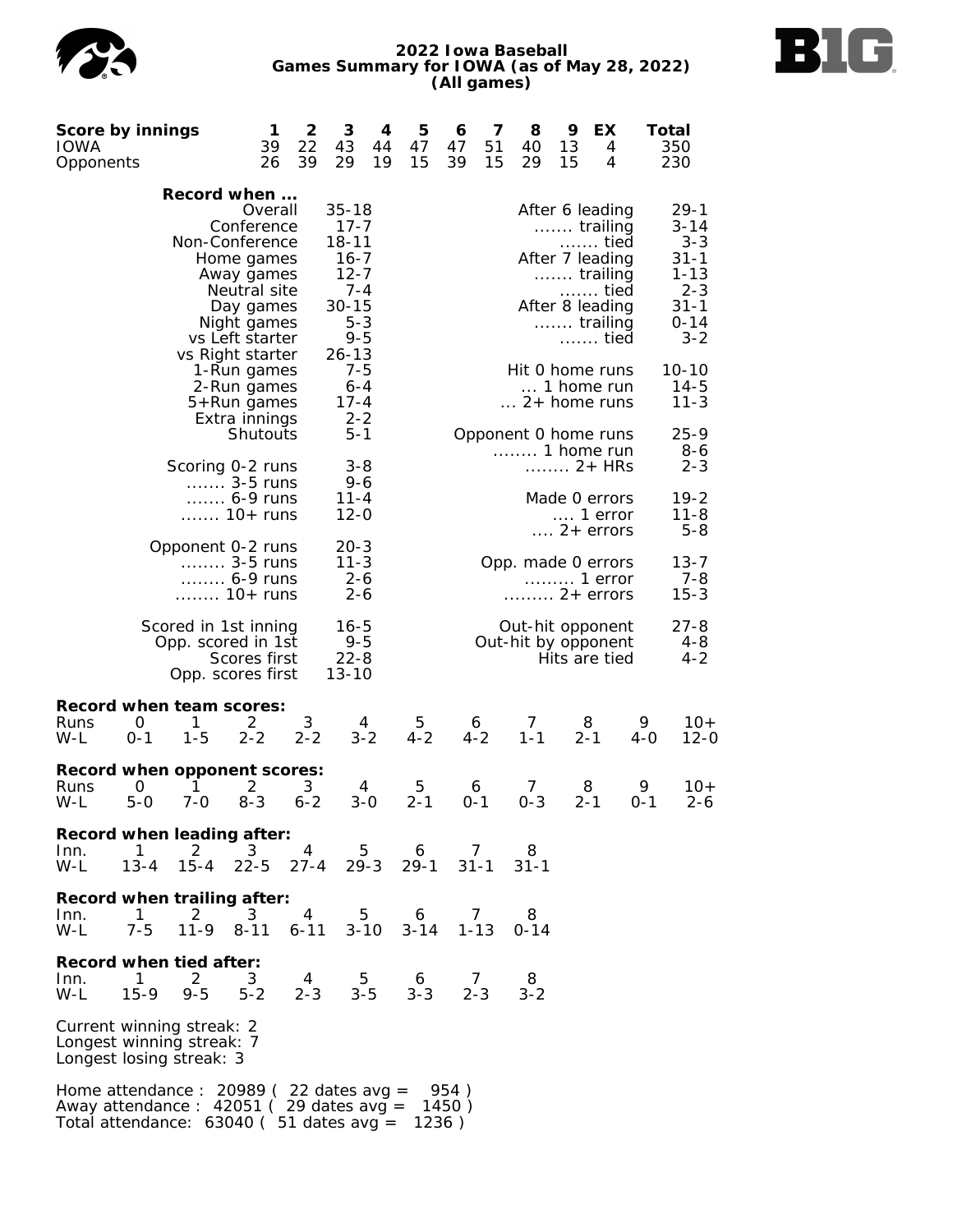# 2022 Iowa Baseball
## Games Summary for IOWA (as of May 28, 2022)
### (All games)

| Score by innings | 1 | 2 | 3 | 4 | 5 | 6 | 7 | 8 | 9 | EX | Total |
|---|---|---|---|---|---|---|---|---|---|---|---|
| IOWA | 39 | 22 | 43 | 44 | 47 | 47 | 51 | 40 | 13 | 4 | 350 |
| Opponents | 26 | 39 | 29 | 19 | 15 | 39 | 15 | 29 | 15 | 4 | 230 |

**Record when ...**

| | | | |
|---|---|---|---|
| Overall | 35-18 | After 6 leading | 29-1 |
| Conference | 17-7 | ....... trailing | 3-14 |
| Non-Conference | 18-11 | ....... tied | 3-3 |
| Home games | 16-7 | After 7 leading | 31-1 |
| Away games | 12-7 | ....... trailing | 1-13 |
| Neutral site | 7-4 | ....... tied | 2-3 |
| Day games | 30-15 | After 8 leading | 31-1 |
| Night games | 5-3 | ....... trailing | 0-14 |
| vs Left starter | 9-5 | ....... tied | 3-2 |
| vs Right starter | 26-13 | | |
| 1-Run games | 7-5 | Hit 0 home runs | 10-10 |
| 2-Run games | 6-4 | ... 1 home run | 14-5 |
| 5+Run games | 17-4 | ... 2+ home runs | 11-3 |
| Extra innings | 2-2 | | |
| Shutouts | 5-1 | Opponent 0 home runs | 25-9 |
| | | ........ 1 home run | 8-6 |
| Scoring 0-2 runs | 3-8 | ........ 2+ HRs | 2-3 |
| ....... 3-5 runs | 9-6 | | |
| ....... 6-9 runs | 11-4 | Made 0 errors | 19-2 |
| ....... 10+ runs | 12-0 | .... 1 error | 11-8 |
| | | .... 2+ errors | 5-8 |
| Opponent 0-2 runs | 20-3 | | |
| ........ 3-5 runs | 11-3 | Opp. made 0 errors | 13-7 |
| ........ 6-9 runs | 2-6 | ......... 1 error | 7-8 |
| ........ 10+ runs | 2-6 | ......... 2+ errors | 15-3 |
| | | | |
| Scored in 1st inning | 16-5 | Out-hit opponent | 27-8 |
| Opp. scored in 1st | 9-5 | Out-hit by opponent | 4-8 |
| Scores first | 22-8 | Hits are tied | 4-2 |
| Opp. scores first | 13-10 | | |

**Record when team scores:**

| Runs | 0 | 1 | 2 | 3 | 4 | 5 | 6 | 7 | 8 | 9 | 10+ |
|---|---|---|---|---|---|---|---|---|---|---|---|
| W-L | 0-1 | 1-5 | 2-2 | 2-2 | 3-2 | 4-2 | 4-2 | 1-1 | 2-1 | 4-0 | 12-0 |

**Record when opponent scores:**

| Runs | 0 | 1 | 2 | 3 | 4 | 5 | 6 | 7 | 8 | 9 | 10+ |
|---|---|---|---|---|---|---|---|---|---|---|---|
| W-L | 5-0 | 7-0 | 8-3 | 6-2 | 3-0 | 2-1 | 0-1 | 0-3 | 2-1 | 0-1 | 2-6 |

**Record when leading after:**

| Inn. | 1 | 2 | 3 | 4 | 5 | 6 | 7 | 8 |
|---|---|---|---|---|---|---|---|---|
| W-L | 13-4 | 15-4 | 22-5 | 27-4 | 29-3 | 29-1 | 31-1 | 31-1 |

**Record when trailing after:**

| Inn. | 1 | 2 | 3 | 4 | 5 | 6 | 7 | 8 |
|---|---|---|---|---|---|---|---|---|
| W-L | 7-5 | 11-9 | 8-11 | 6-11 | 3-10 | 3-14 | 1-13 | 0-14 |

**Record when tied after:**

| Inn. | 1 | 2 | 3 | 4 | 5 | 6 | 7 | 8 |
|---|---|---|---|---|---|---|---|---|
| W-L | 15-9 | 9-5 | 5-2 | 2-3 | 3-5 | 3-3 | 2-3 | 3-2 |

Current winning streak: 2
Longest winning streak: 7
Longest losing streak: 3

Home attendance : 20989 ( 22 dates avg = 954 )
Away attendance : 42051 ( 29 dates avg = 1450 )
Total attendance: 63040 ( 51 dates avg = 1236 )